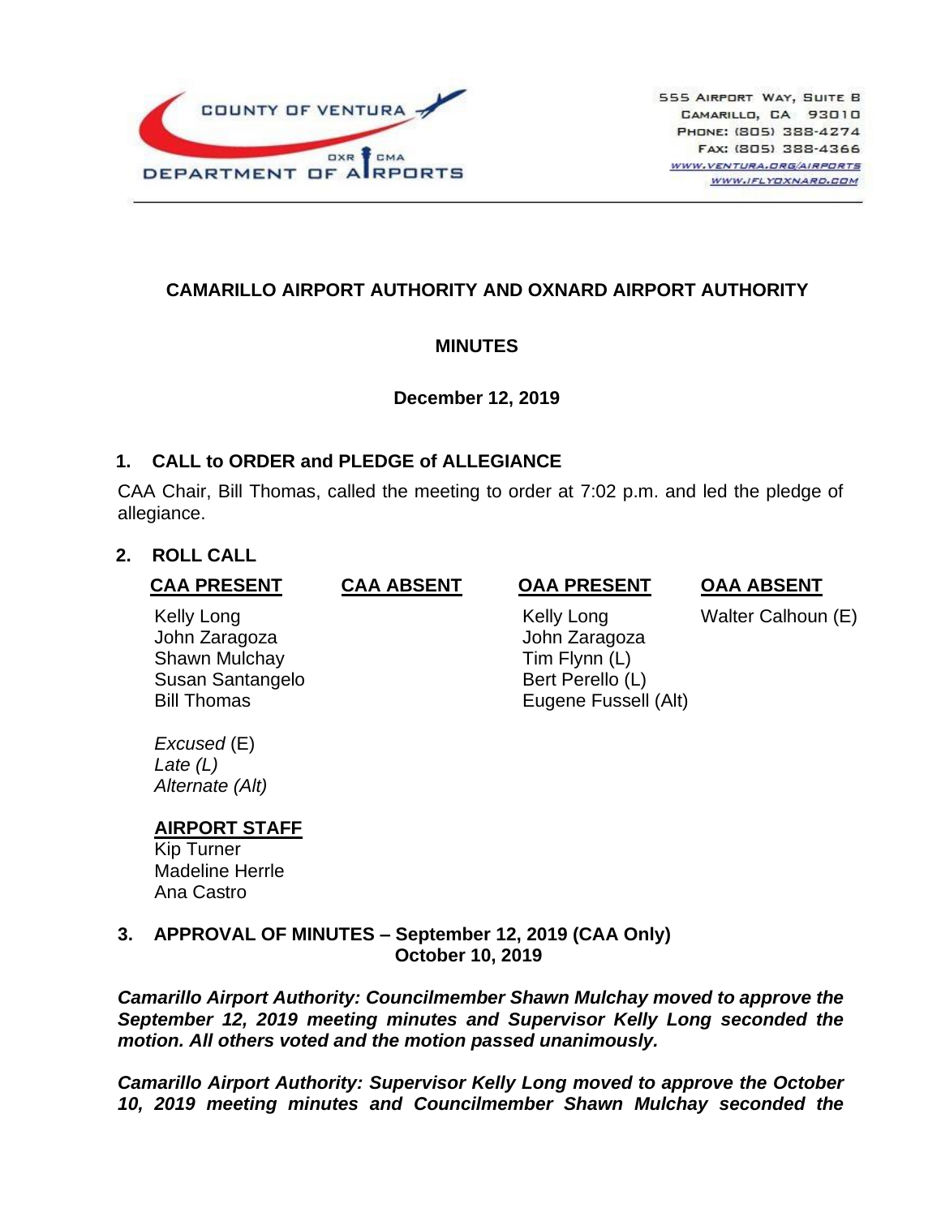COUNTY OF VENTURA
DEPARTMENT OF AIRPORTS

555 Airport Way, Suite B
Camarillo, CA 93010
Phone: (805) 388-4274
Fax: (805) 388-4366
www.ventura.org/airports
www.iflyoxnard.com

## CAMARILLO AIRPORT AUTHORITY AND OXNARD AIRPORT AUTHORITY

## MINUTES

**December 12, 2019**

### 1. CALL to ORDER and PLEDGE of ALLEGIANCE

CAA Chair, Bill Thomas, called the meeting to order at 7:02 p.m. and led the pledge of allegiance.

### 2. ROLL CALL

| CAA PRESENT | CAA ABSENT | OAA PRESENT | OAA ABSENT |
|---|---|---|---|
| Kelly Long | | Kelly Long | Walter Calhoun (E) |
| John Zaragoza | | John Zaragoza | |
| Shawn Mulchay | | Tim Flynn (L) | |
| Susan Santangelo | | Bert Perello (L) | |
| Bill Thomas | | Eugene Fussell (Alt) | |

*Excused* (E)
*Late (L)*
*Alternate (Alt)*

**AIRPORT STAFF**
Kip Turner
Madeline Herrle
Ana Castro

### 3. APPROVAL OF MINUTES – September 12, 2019 (CAA Only) October 10, 2019

***Camarillo Airport Authority: Councilmember Shawn Mulchay moved to approve the September 12, 2019 meeting minutes and Supervisor Kelly Long seconded the motion. All others voted and the motion passed unanimously.***

***Camarillo Airport Authority: Supervisor Kelly Long moved to approve the October 10, 2019 meeting minutes and Councilmember Shawn Mulchay seconded the***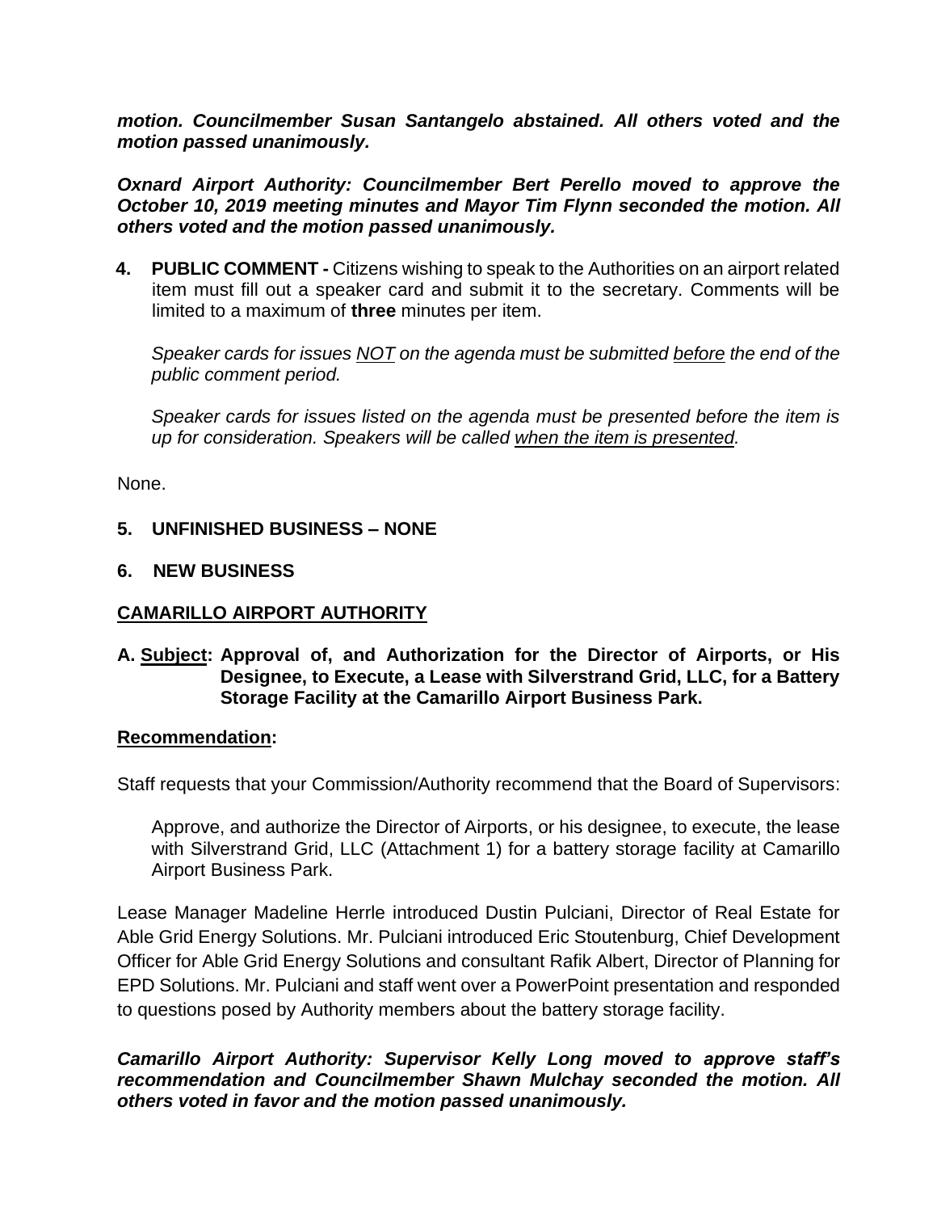***motion. Councilmember Susan Santangelo abstained. All others voted and the motion passed unanimously.***

***Oxnard Airport Authority: Councilmember Bert Perello moved to approve the October 10, 2019 meeting minutes and Mayor Tim Flynn seconded the motion. All others voted and the motion passed unanimously.***

**4. PUBLIC COMMENT -** Citizens wishing to speak to the Authorities on an airport related item must fill out a speaker card and submit it to the secretary. Comments will be limited to a maximum of **three** minutes per item.

*Speaker cards for issues NOT on the agenda must be submitted before the end of the public comment period.*

*Speaker cards for issues listed on the agenda must be presented before the item is up for consideration. Speakers will be called when the item is presented.*

None.

**5. UNFINISHED BUSINESS – NONE**

**6. NEW BUSINESS**

**CAMARILLO AIRPORT AUTHORITY**

**A. Subject: Approval of, and Authorization for the Director of Airports, or His Designee, to Execute, a Lease with Silverstrand Grid, LLC, for a Battery Storage Facility at the Camarillo Airport Business Park.**

**Recommendation:**

Staff requests that your Commission/Authority recommend that the Board of Supervisors:

Approve, and authorize the Director of Airports, or his designee, to execute, the lease with Silverstrand Grid, LLC (Attachment 1) for a battery storage facility at Camarillo Airport Business Park.

Lease Manager Madeline Herrle introduced Dustin Pulciani, Director of Real Estate for Able Grid Energy Solutions. Mr. Pulciani introduced Eric Stoutenburg, Chief Development Officer for Able Grid Energy Solutions and consultant Rafik Albert, Director of Planning for EPD Solutions. Mr. Pulciani and staff went over a PowerPoint presentation and responded to questions posed by Authority members about the battery storage facility.

***Camarillo Airport Authority: Supervisor Kelly Long moved to approve staff's recommendation and Councilmember Shawn Mulchay seconded the motion. All others voted in favor and the motion passed unanimously.***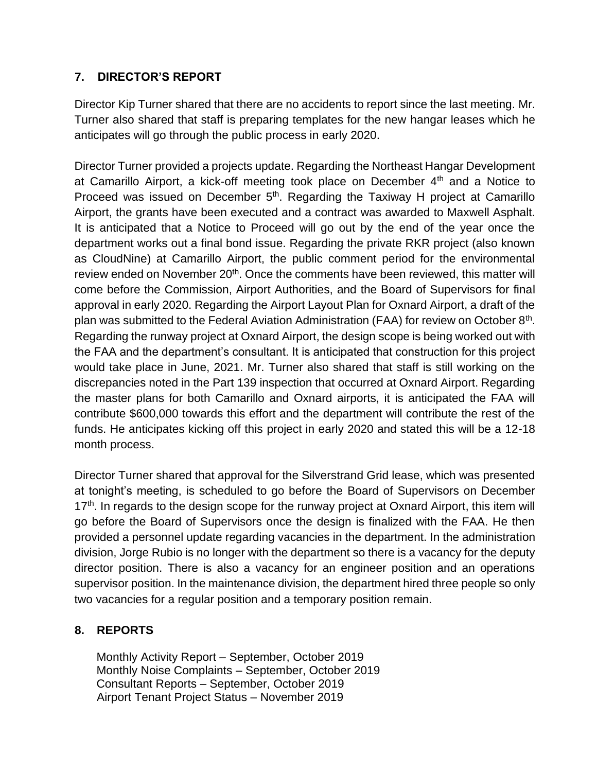## 7. DIRECTOR'S REPORT

Director Kip Turner shared that there are no accidents to report since the last meeting. Mr. Turner also shared that staff is preparing templates for the new hangar leases which he anticipates will go through the public process in early 2020.

Director Turner provided a projects update. Regarding the Northeast Hangar Development at Camarillo Airport, a kick-off meeting took place on December 4th and a Notice to Proceed was issued on December 5th. Regarding the Taxiway H project at Camarillo Airport, the grants have been executed and a contract was awarded to Maxwell Asphalt. It is anticipated that a Notice to Proceed will go out by the end of the year once the department works out a final bond issue. Regarding the private RKR project (also known as CloudNine) at Camarillo Airport, the public comment period for the environmental review ended on November 20th. Once the comments have been reviewed, this matter will come before the Commission, Airport Authorities, and the Board of Supervisors for final approval in early 2020. Regarding the Airport Layout Plan for Oxnard Airport, a draft of the plan was submitted to the Federal Aviation Administration (FAA) for review on October 8th. Regarding the runway project at Oxnard Airport, the design scope is being worked out with the FAA and the department's consultant. It is anticipated that construction for this project would take place in June, 2021. Mr. Turner also shared that staff is still working on the discrepancies noted in the Part 139 inspection that occurred at Oxnard Airport. Regarding the master plans for both Camarillo and Oxnard airports, it is anticipated the FAA will contribute $600,000 towards this effort and the department will contribute the rest of the funds. He anticipates kicking off this project in early 2020 and stated this will be a 12-18 month process.

Director Turner shared that approval for the Silverstrand Grid lease, which was presented at tonight's meeting, is scheduled to go before the Board of Supervisors on December 17th. In regards to the design scope for the runway project at Oxnard Airport, this item will go before the Board of Supervisors once the design is finalized with the FAA. He then provided a personnel update regarding vacancies in the department. In the administration division, Jorge Rubio is no longer with the department so there is a vacancy for the deputy director position. There is also a vacancy for an engineer position and an operations supervisor position. In the maintenance division, the department hired three people so only two vacancies for a regular position and a temporary position remain.

## 8. REPORTS

Monthly Activity Report – September, October 2019
Monthly Noise Complaints – September, October 2019
Consultant Reports – September, October 2019
Airport Tenant Project Status – November 2019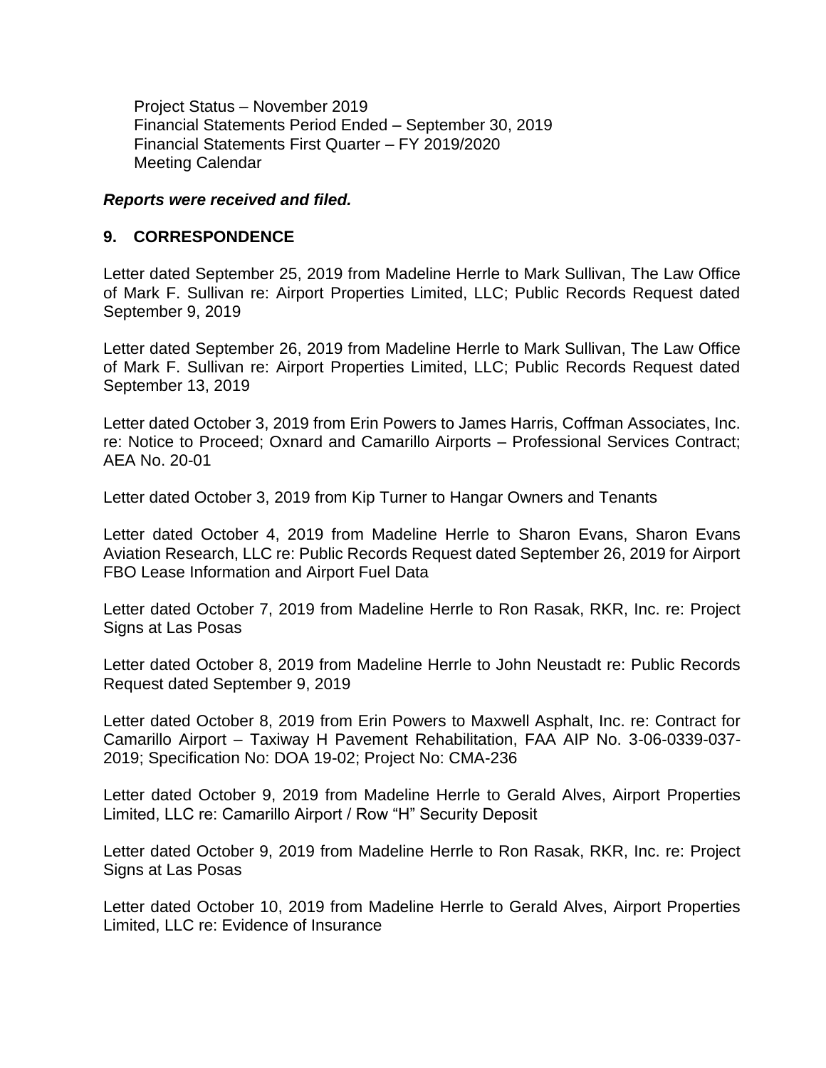Project Status – November 2019
Financial Statements Period Ended – September 30, 2019
Financial Statements First Quarter – FY 2019/2020
Meeting Calendar

***Reports were received and filed.***

## 9. CORRESPONDENCE

Letter dated September 25, 2019 from Madeline Herrle to Mark Sullivan, The Law Office of Mark F. Sullivan re: Airport Properties Limited, LLC; Public Records Request dated September 9, 2019

Letter dated September 26, 2019 from Madeline Herrle to Mark Sullivan, The Law Office of Mark F. Sullivan re: Airport Properties Limited, LLC; Public Records Request dated September 13, 2019

Letter dated October 3, 2019 from Erin Powers to James Harris, Coffman Associates, Inc. re: Notice to Proceed; Oxnard and Camarillo Airports – Professional Services Contract; AEA No. 20-01

Letter dated October 3, 2019 from Kip Turner to Hangar Owners and Tenants

Letter dated October 4, 2019 from Madeline Herrle to Sharon Evans, Sharon Evans Aviation Research, LLC re: Public Records Request dated September 26, 2019 for Airport FBO Lease Information and Airport Fuel Data

Letter dated October 7, 2019 from Madeline Herrle to Ron Rasak, RKR, Inc. re: Project Signs at Las Posas

Letter dated October 8, 2019 from Madeline Herrle to John Neustadt re: Public Records Request dated September 9, 2019

Letter dated October 8, 2019 from Erin Powers to Maxwell Asphalt, Inc. re: Contract for Camarillo Airport – Taxiway H Pavement Rehabilitation, FAA AIP No. 3-06-0339-037-2019; Specification No: DOA 19-02; Project No: CMA-236

Letter dated October 9, 2019 from Madeline Herrle to Gerald Alves, Airport Properties Limited, LLC re: Camarillo Airport / Row "H" Security Deposit

Letter dated October 9, 2019 from Madeline Herrle to Ron Rasak, RKR, Inc. re: Project Signs at Las Posas

Letter dated October 10, 2019 from Madeline Herrle to Gerald Alves, Airport Properties Limited, LLC re: Evidence of Insurance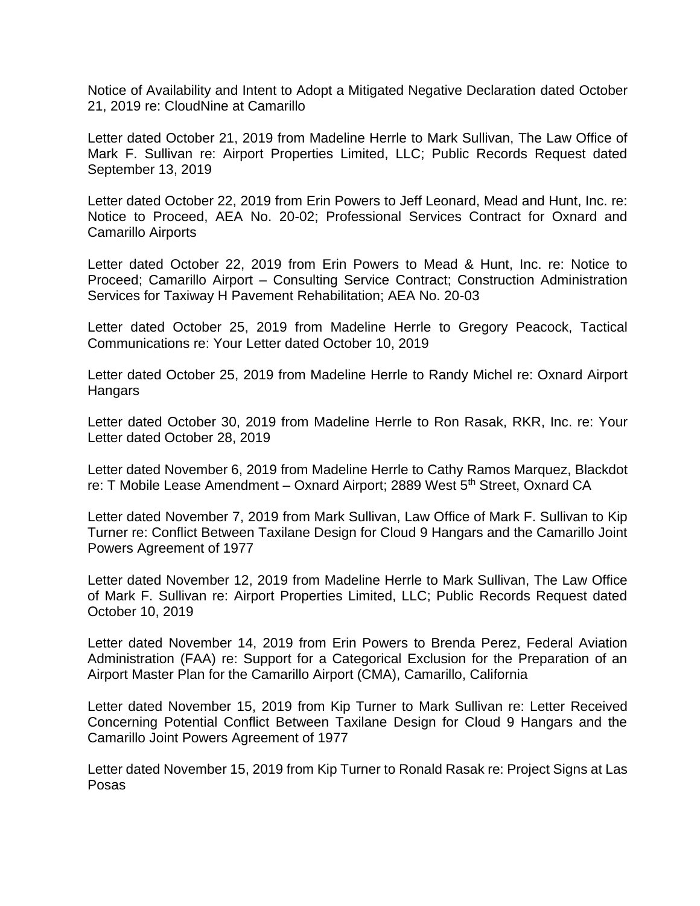Notice of Availability and Intent to Adopt a Mitigated Negative Declaration dated October 21, 2019 re: CloudNine at Camarillo

Letter dated October 21, 2019 from Madeline Herrle to Mark Sullivan, The Law Office of Mark F. Sullivan re: Airport Properties Limited, LLC; Public Records Request dated September 13, 2019

Letter dated October 22, 2019 from Erin Powers to Jeff Leonard, Mead and Hunt, Inc. re: Notice to Proceed, AEA No. 20-02; Professional Services Contract for Oxnard and Camarillo Airports

Letter dated October 22, 2019 from Erin Powers to Mead & Hunt, Inc. re: Notice to Proceed; Camarillo Airport – Consulting Service Contract; Construction Administration Services for Taxiway H Pavement Rehabilitation; AEA No. 20-03

Letter dated October 25, 2019 from Madeline Herrle to Gregory Peacock, Tactical Communications re: Your Letter dated October 10, 2019

Letter dated October 25, 2019 from Madeline Herrle to Randy Michel re: Oxnard Airport Hangars

Letter dated October 30, 2019 from Madeline Herrle to Ron Rasak, RKR, Inc. re: Your Letter dated October 28, 2019

Letter dated November 6, 2019 from Madeline Herrle to Cathy Ramos Marquez, Blackdot re: T Mobile Lease Amendment – Oxnard Airport; 2889 West 5th Street, Oxnard CA

Letter dated November 7, 2019 from Mark Sullivan, Law Office of Mark F. Sullivan to Kip Turner re: Conflict Between Taxilane Design for Cloud 9 Hangars and the Camarillo Joint Powers Agreement of 1977

Letter dated November 12, 2019 from Madeline Herrle to Mark Sullivan, The Law Office of Mark F. Sullivan re: Airport Properties Limited, LLC; Public Records Request dated October 10, 2019

Letter dated November 14, 2019 from Erin Powers to Brenda Perez, Federal Aviation Administration (FAA) re: Support for a Categorical Exclusion for the Preparation of an Airport Master Plan for the Camarillo Airport (CMA), Camarillo, California

Letter dated November 15, 2019 from Kip Turner to Mark Sullivan re: Letter Received Concerning Potential Conflict Between Taxilane Design for Cloud 9 Hangars and the Camarillo Joint Powers Agreement of 1977

Letter dated November 15, 2019 from Kip Turner to Ronald Rasak re: Project Signs at Las Posas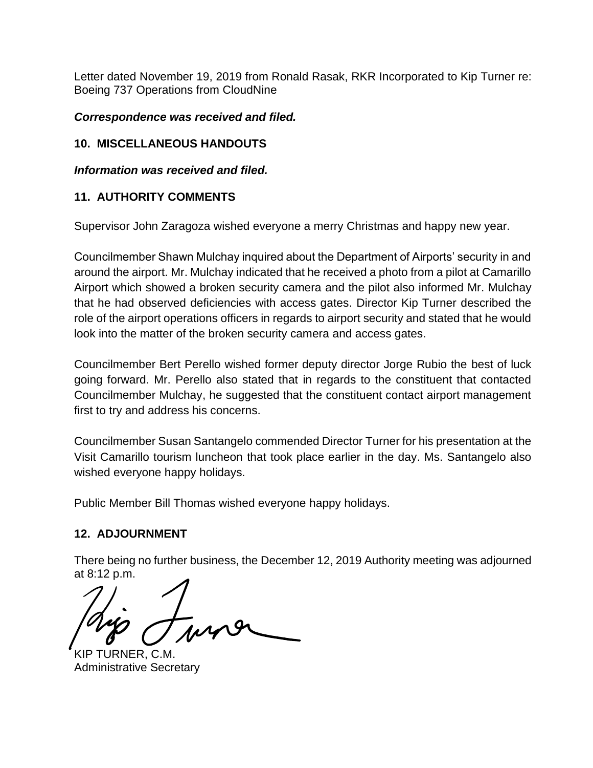Letter dated November 19, 2019 from Ronald Rasak, RKR Incorporated to Kip Turner re: Boeing 737 Operations from CloudNine

***Correspondence was received and filed.***

## 10. MISCELLANEOUS HANDOUTS

***Information was received and filed.***

## 11. AUTHORITY COMMENTS

Supervisor John Zaragoza wished everyone a merry Christmas and happy new year.

Councilmember Shawn Mulchay inquired about the Department of Airports' security in and around the airport. Mr. Mulchay indicated that he received a photo from a pilot at Camarillo Airport which showed a broken security camera and the pilot also informed Mr. Mulchay that he had observed deficiencies with access gates. Director Kip Turner described the role of the airport operations officers in regards to airport security and stated that he would look into the matter of the broken security camera and access gates.

Councilmember Bert Perello wished former deputy director Jorge Rubio the best of luck going forward. Mr. Perello also stated that in regards to the constituent that contacted Councilmember Mulchay, he suggested that the constituent contact airport management first to try and address his concerns.

Councilmember Susan Santangelo commended Director Turner for his presentation at the Visit Camarillo tourism luncheon that took place earlier in the day. Ms. Santangelo also wished everyone happy holidays.

Public Member Bill Thomas wished everyone happy holidays.

## 12. ADJOURNMENT

There being no further business, the December 12, 2019 Authority meeting was adjourned at 8:12 p.m.

KIP TURNER, C.M.
Administrative Secretary